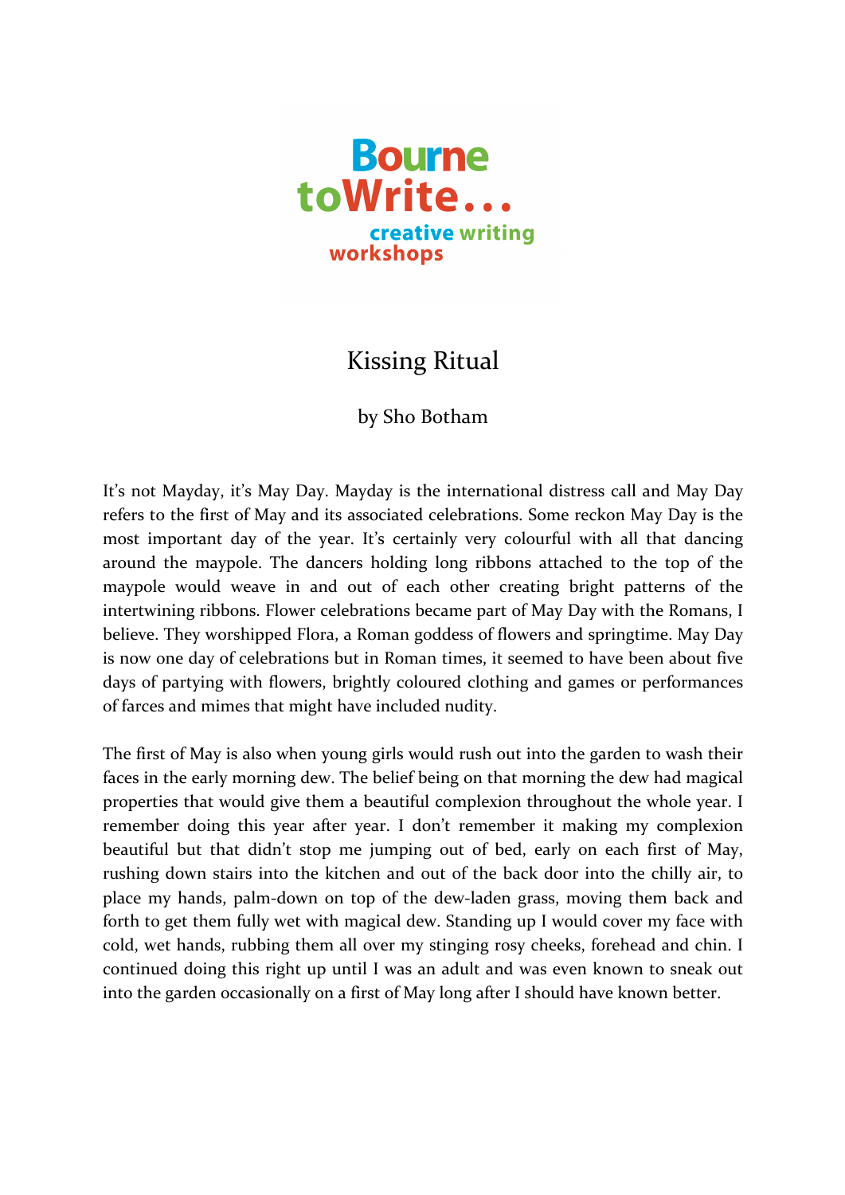Bourne toWrite... creative writing workshops

# Kissing Ritual

by Sho Botham

It's not Mayday, it's May Day. Mayday is the international distress call and May Day refers to the first of May and its associated celebrations. Some reckon May Day is the most important day of the year. It's certainly very colourful with all that dancing around the maypole. The dancers holding long ribbons attached to the top of the maypole would weave in and out of each other creating bright patterns of the intertwining ribbons. Flower celebrations became part of May Day with the Romans, I believe. They worshipped Flora, a Roman goddess of flowers and springtime. May Day is now one day of celebrations but in Roman times, it seemed to have been about five days of partying with flowers, brightly coloured clothing and games or performances of farces and mimes that might have included nudity.

The first of May is also when young girls would rush out into the garden to wash their faces in the early morning dew. The belief being on that morning the dew had magical properties that would give them a beautiful complexion throughout the whole year. I remember doing this year after year. I don't remember it making my complexion beautiful but that didn't stop me jumping out of bed, early on each first of May, rushing down stairs into the kitchen and out of the back door into the chilly air, to place my hands, palm-down on top of the dew-laden grass, moving them back and forth to get them fully wet with magical dew. Standing up I would cover my face with cold, wet hands, rubbing them all over my stinging rosy cheeks, forehead and chin. I continued doing this right up until I was an adult and was even known to sneak out into the garden occasionally on a first of May long after I should have known better.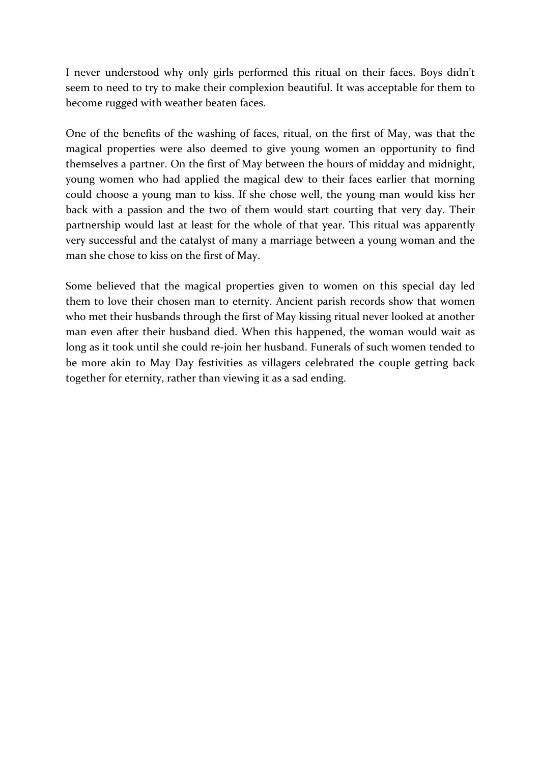I never understood why only girls performed this ritual on their faces. Boys didn't seem to need to try to make their complexion beautiful. It was acceptable for them to become rugged with weather beaten faces.

One of the benefits of the washing of faces, ritual, on the first of May, was that the magical properties were also deemed to give young women an opportunity to find themselves a partner. On the first of May between the hours of midday and midnight, young women who had applied the magical dew to their faces earlier that morning could choose a young man to kiss. If she chose well, the young man would kiss her back with a passion and the two of them would start courting that very day. Their partnership would last at least for the whole of that year. This ritual was apparently very successful and the catalyst of many a marriage between a young woman and the man she chose to kiss on the first of May.

Some believed that the magical properties given to women on this special day led them to love their chosen man to eternity. Ancient parish records show that women who met their husbands through the first of May kissing ritual never looked at another man even after their husband died. When this happened, the woman would wait as long as it took until she could re-join her husband. Funerals of such women tended to be more akin to May Day festivities as villagers celebrated the couple getting back together for eternity, rather than viewing it as a sad ending.